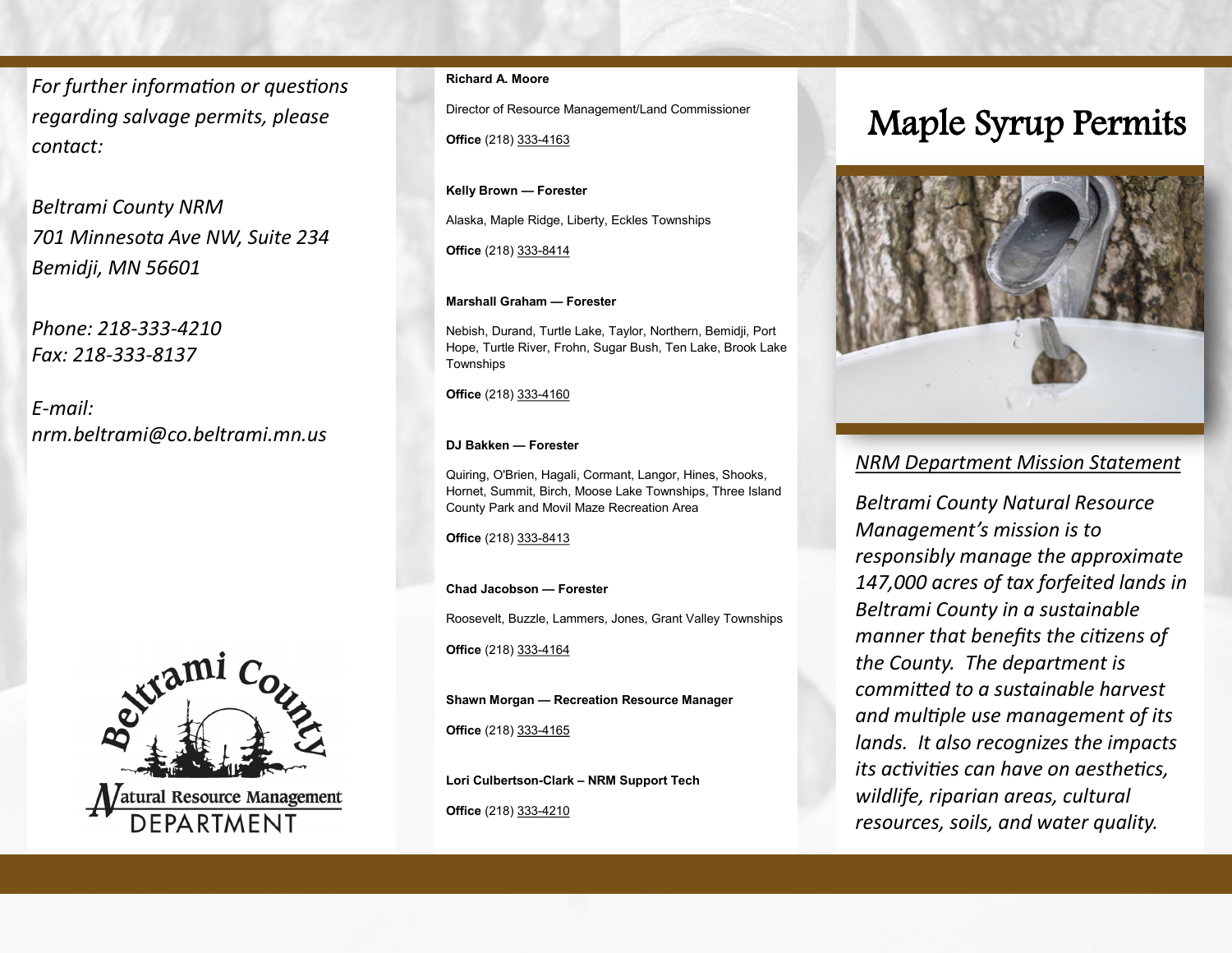*For further information or questions regarding salvage permits, please contact:*

*Beltrami County NRM*
*701 Minnesota Ave NW, Suite 234*
*Bemidji, MN 56601*

*Phone: 218-333-4210*
*Fax: 218-333-8137*

*E-mail:*
*nrm.beltrami@co.beltrami.mn.us*

**Richard A. Moore**

Director of Resource Management/Land Commissioner

**Office** (218) 333-4163

**Kelly Brown — Forester**

Alaska, Maple Ridge, Liberty, Eckles Townships

**Office** (218) 333-8414

**Marshall Graham — Forester**

Nebish, Durand, Turtle Lake, Taylor, Northern, Bemidji, Port Hope, Turtle River, Frohn, Sugar Bush, Ten Lake, Brook Lake Townships

**Office** (218) 333-4160

**DJ Bakken — Forester**

Quiring, O'Brien, Hagali, Cormant, Langor, Hines, Shooks, Hornet, Summit, Birch, Moose Lake Townships, Three Island County Park and Movil Maze Recreation Area

**Office** (218) 333-8413

**Chad Jacobson — Forester**

Roosevelt, Buzzle, Lammers, Jones, Grant Valley Townships

**Office** (218) 333-4164

**Shawn Morgan — Recreation Resource Manager**

**Office** (218) 333-4165

**Lori Culbertson-Clark – NRM Support Tech**

**Office** (218) 333-4210

# Maple Syrup Permits

*NRM Department Mission Statement*

*Beltrami County Natural Resource Management's mission is to responsibly manage the approximate 147,000 acres of tax forfeited lands in Beltrami County in a sustainable manner that benefits the citizens of the County. The department is committed to a sustainable harvest and multiple use management of its lands. It also recognizes the impacts its activities can have on aesthetics, wildlife, riparian areas, cultural resources, soils, and water quality.*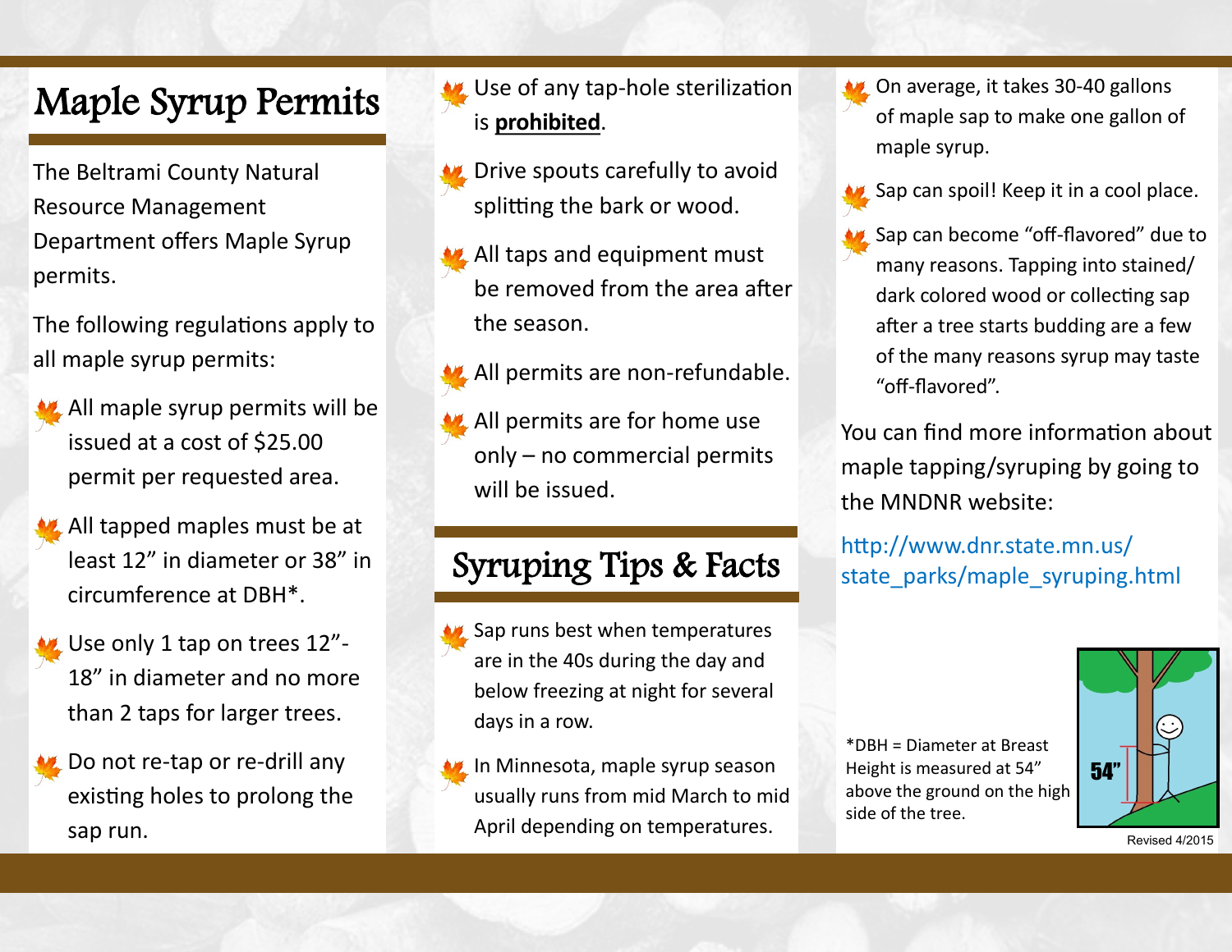# Maple Syrup Permits

The Beltrami County Natural Resource Management Department offers Maple Syrup permits.

The following regulations apply to all maple syrup permits:

- All maple syrup permits will be issued at a cost of $25.00 permit per requested area.
- All tapped maples must be at least 12" in diameter or 38" in circumference at DBH*.
- Use only 1 tap on trees 12"-18" in diameter and no more than 2 taps for larger trees.
- Do not re-tap or re-drill any existing holes to prolong the sap run.
- Use of any tap-hole sterilization is **prohibited**.
- Drive spouts carefully to avoid splitting the bark or wood.
- All taps and equipment must be removed from the area after the season.
- All permits are non-refundable.
- All permits are for home use only – no commercial permits will be issued.

# Syruping Tips & Facts

- Sap runs best when temperatures are in the 40s during the day and below freezing at night for several days in a row.
- In Minnesota, maple syrup season usually runs from mid March to mid April depending on temperatures.
- On average, it takes 30-40 gallons of maple sap to make one gallon of maple syrup.
- Sap can spoil! Keep it in a cool place.
- Sap can become "off-flavored" due to many reasons. Tapping into stained/dark colored wood or collecting sap after a tree starts budding are a few of the many reasons syrup may taste "off-flavored".

You can find more information about maple tapping/syruping by going to the MNDNR website:

http://www.dnr.state.mn.us/state_parks/maple_syruping.html

*DBH = Diameter at Breast Height is measured at 54" above the ground on the high side of the tree.

54"

Revised 4/2015